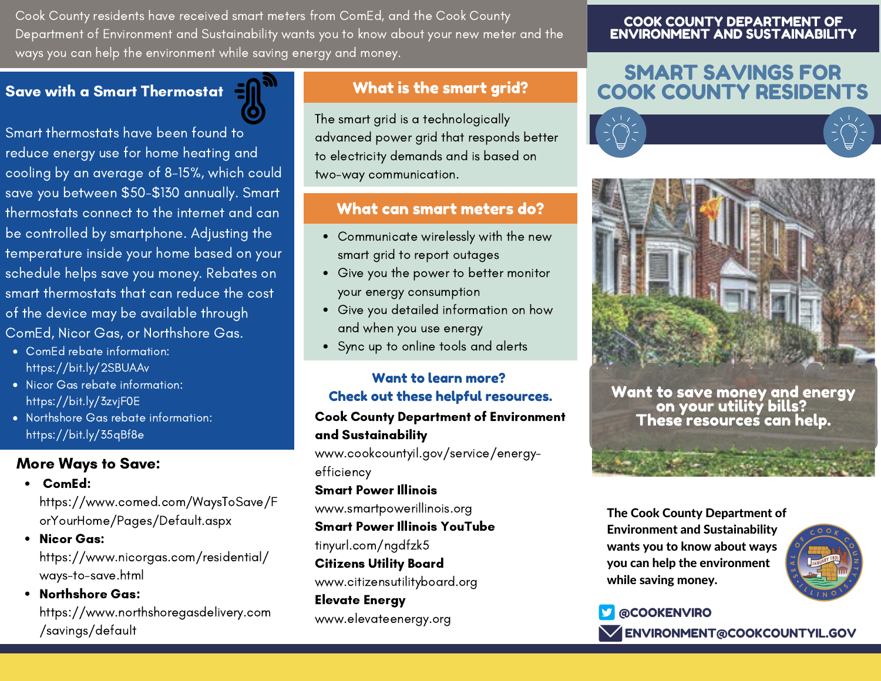Cook County residents have received smart meters from ComEd, and the Cook County Department of Environment and Sustainability wants you to know about your new meter and the ways you can help the environment while saving energy and money.

## Save with a Smart Thermostat

Smart thermostats have been found to reduce energy use for home heating and cooling by an average of 8-15%, which could save you between $50-$130 annually. Smart thermostats connect to the internet and can be controlled by smartphone. Adjusting the temperature inside your home based on your schedule helps save you money. Rebates on smart thermostats that can reduce the cost of the device may be available through ComEd, Nicor Gas, or Northshore Gas.

- ComEd rebate information: https://bit.ly/2SBUAAv
- Nicor Gas rebate information: https://bit.ly/3zvjF0E
- Northshore Gas rebate information: https://bit.ly/35qBf8e

## More Ways to Save:

- **ComEd:** https://www.comed.com/WaysToSave/ForYourHome/Pages/Default.aspx
- **Nicor Gas:** https://www.nicorgas.com/residential/ways-to-save.html
- **Northshore Gas:** https://www.northshoregasdelivery.com/savings/default

## What is the smart grid?

The smart grid is a technologically advanced power grid that responds better to electricity demands and is based on two-way communication.

## What can smart meters do?

- Communicate wirelessly with the new smart grid to report outages
- Give you the power to better monitor your energy consumption
- Give you detailed information on how and when you use energy
- Sync up to online tools and alerts

## Want to learn more? Check out these helpful resources.

**Cook County Department of Environment and Sustainability**
www.cookcountyil.gov/service/energy-efficiency

**Smart Power Illinois**
www.smartpowerillinois.org

**Smart Power Illinois YouTube**
tinyurl.com/ngdfzk5

**Citizens Utility Board**
www.citizensutilityboard.org

**Elevate Energy**
www.elevateenergy.org

# COOK COUNTY DEPARTMENT OF ENVIRONMENT AND SUSTAINABILITY

# SMART SAVINGS FOR COOK COUNTY RESIDENTS

**Want to save money and energy on your utility bills? These resources can help.**

**The Cook County Department of Environment and Sustainability wants you to know about ways you can help the environment while saving money.**

**@COOKENVIRO**

**ENVIRONMENT@COOKCOUNTYIL.GOV**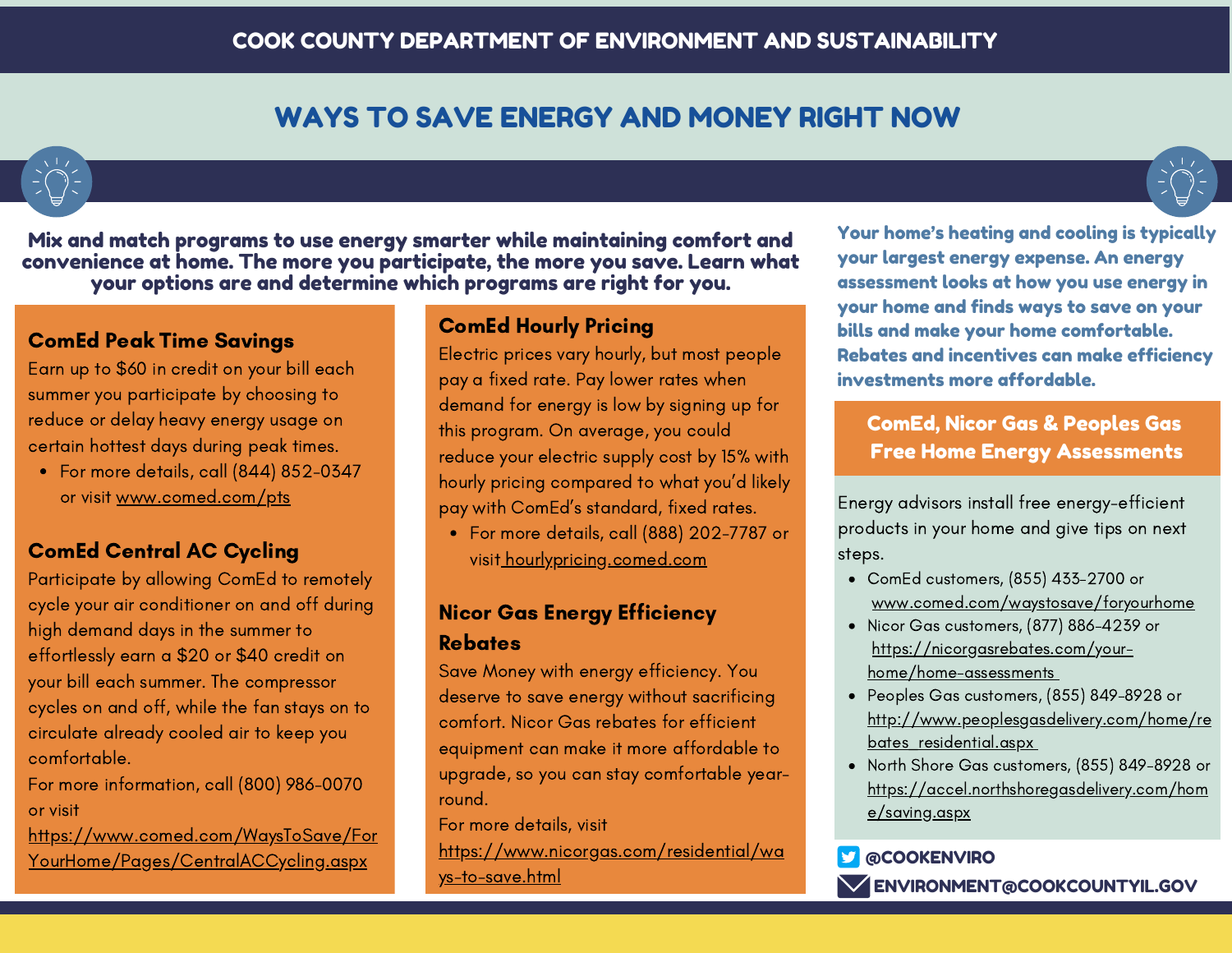# COOK COUNTY DEPARTMENT OF ENVIRONMENT AND SUSTAINABILITY

## WAYS TO SAVE ENERGY AND MONEY RIGHT NOW

**Mix and match programs to use energy smarter while maintaining comfort and convenience at home. The more you participate, the more you save. Learn what your options are and determine which programs are right for you.**

### ComEd Peak Time Savings

Earn up to $60 in credit on your bill each summer you participate by choosing to reduce or delay heavy energy usage on certain hottest days during peak times.

- For more details, call (844) 852-0347 or visit www.comed.com/pts

### ComEd Central AC Cycling

Participate by allowing ComEd to remotely cycle your air conditioner on and off during high demand days in the summer to effortlessly earn a $20 or $40 credit on your bill each summer. The compressor cycles on and off, while the fan stays on to circulate already cooled air to keep you comfortable.

For more information, call (800) 986-0070 or visit https://www.comed.com/WaysToSave/ForYourHome/Pages/CentralACCycling.aspx

### ComEd Hourly Pricing

Electric prices vary hourly, but most people pay a fixed rate. Pay lower rates when demand for energy is low by signing up for this program. On average, you could reduce your electric supply cost by 15% with hourly pricing compared to what you'd likely pay with ComEd's standard, fixed rates.

- For more details, call (888) 202-7787 or visit hourlypricing.comed.com

### Nicor Gas Energy Efficiency Rebates

Save Money with energy efficiency. You deserve to save energy without sacrificing comfort. Nicor Gas rebates for efficient equipment can make it more affordable to upgrade, so you can stay comfortable year-round.

For more details, visit https://www.nicorgas.com/residential/ways-to-save.html

**Your home's heating and cooling is typically your largest energy expense. An energy assessment looks at how you use energy in your home and finds ways to save on your bills and make your home comfortable. Rebates and incentives can make efficiency investments more affordable.**

### ComEd, Nicor Gas & Peoples Gas Free Home Energy Assessments

Energy advisors install free energy-efficient products in your home and give tips on next steps.

- ComEd customers, (855) 433-2700 or www.comed.com/waystosave/foryourhome
- Nicor Gas customers, (877) 886-4239 or https://nicorgasrebates.com/your-home/home-assessments
- Peoples Gas customers, (855) 849-8928 or http://www.peoplesgasdelivery.com/home/rebates_residential.aspx
- North Shore Gas customers, (855) 849-8928 or https://accel.northshoregasdelivery.com/home/saving.aspx

@COOKENVIRO

ENVIRONMENT@COOKCOUNTYIL.GOV